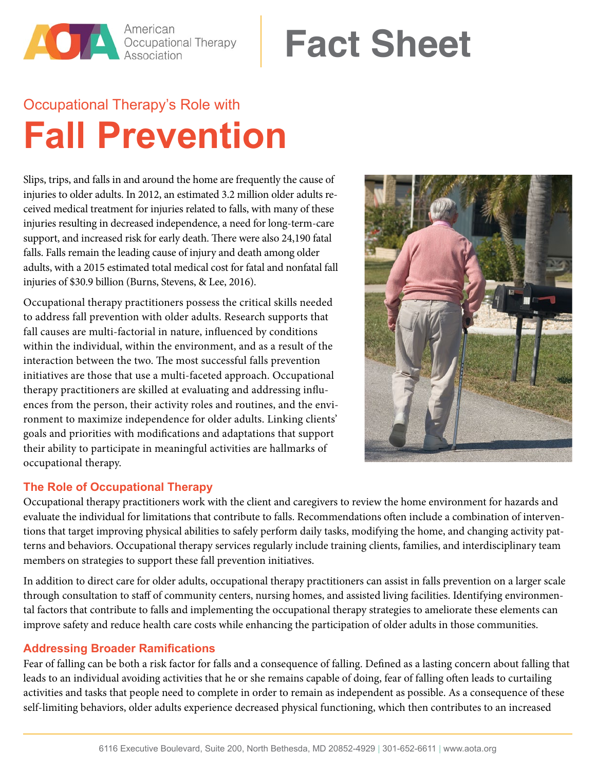# Fact Sheet

## Occupational Therapy's Role with

# Fall Prevention

Slips, trips, and falls in and around the home are frequently the cause of injuries to older adults. In 2012, an estimated 3.2 million older adults received medical treatment for injuries related to falls, with many of these injuries resulting in decreased independence, a need for long-term-care support, and increased risk for early death. There were also 24,190 fatal falls. Falls remain the leading cause of injury and death among older adults, with a 2015 estimated total medical cost for fatal and nonfatal fall injuries of $30.9 billion (Burns, Stevens, & Lee, 2016).

Occupational therapy practitioners possess the critical skills needed to address fall prevention with older adults. Research supports that fall causes are multi-factorial in nature, influenced by conditions within the individual, within the environment, and as a result of the interaction between the two. The most successful falls prevention initiatives are those that use a multi-faceted approach. Occupational therapy practitioners are skilled at evaluating and addressing influences from the person, their activity roles and routines, and the environment to maximize independence for older adults. Linking clients' goals and priorities with modifications and adaptations that support their ability to participate in meaningful activities are hallmarks of occupational therapy.

### The Role of Occupational Therapy

Occupational therapy practitioners work with the client and caregivers to review the home environment for hazards and evaluate the individual for limitations that contribute to falls. Recommendations often include a combination of interventions that target improving physical abilities to safely perform daily tasks, modifying the home, and changing activity patterns and behaviors. Occupational therapy services regularly include training clients, families, and interdisciplinary team members on strategies to support these fall prevention initiatives.

In addition to direct care for older adults, occupational therapy practitioners can assist in falls prevention on a larger scale through consultation to staff of community centers, nursing homes, and assisted living facilities. Identifying environmental factors that contribute to falls and implementing the occupational therapy strategies to ameliorate these elements can improve safety and reduce health care costs while enhancing the participation of older adults in those communities.

### Addressing Broader Ramifications

Fear of falling can be both a risk factor for falls and a consequence of falling. Defined as a lasting concern about falling that leads to an individual avoiding activities that he or she remains capable of doing, fear of falling often leads to curtailing activities and tasks that people need to complete in order to remain as independent as possible. As a consequence of these self-limiting behaviors, older adults experience decreased physical functioning, which then contributes to an increased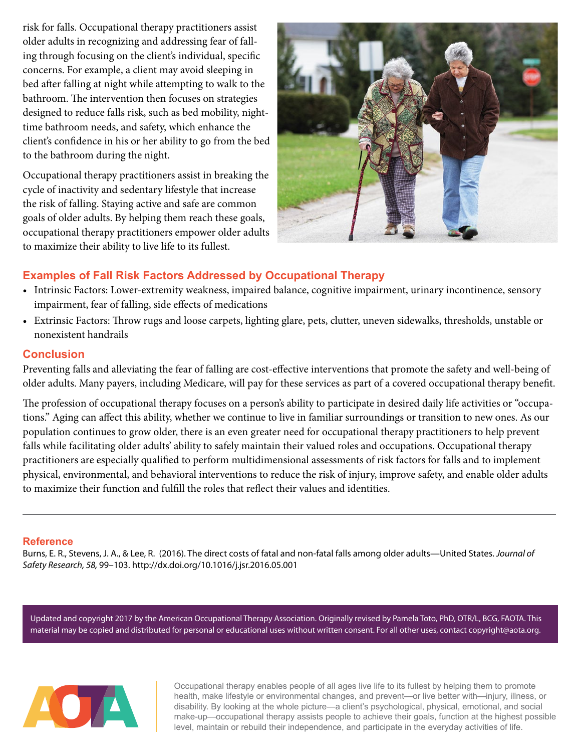risk for falls. Occupational therapy practitioners assist older adults in recognizing and addressing fear of falling through focusing on the client's individual, specific concerns. For example, a client may avoid sleeping in bed after falling at night while attempting to walk to the bathroom. The intervention then focuses on strategies designed to reduce falls risk, such as bed mobility, nighttime bathroom needs, and safety, which enhance the client's confidence in his or her ability to go from the bed to the bathroom during the night.

Occupational therapy practitioners assist in breaking the cycle of inactivity and sedentary lifestyle that increase the risk of falling. Staying active and safe are common goals of older adults. By helping them reach these goals, occupational therapy practitioners empower older adults to maximize their ability to live life to its fullest.

## Examples of Fall Risk Factors Addressed by Occupational Therapy

- Intrinsic Factors: Lower-extremity weakness, impaired balance, cognitive impairment, urinary incontinence, sensory impairment, fear of falling, side effects of medications
- Extrinsic Factors: Throw rugs and loose carpets, lighting glare, pets, clutter, uneven sidewalks, thresholds, unstable or nonexistent handrails

## Conclusion

Preventing falls and alleviating the fear of falling are cost-effective interventions that promote the safety and well-being of older adults. Many payers, including Medicare, will pay for these services as part of a covered occupational therapy benefit.

The profession of occupational therapy focuses on a person's ability to participate in desired daily life activities or "occupations." Aging can affect this ability, whether we continue to live in familiar surroundings or transition to new ones. As our population continues to grow older, there is an even greater need for occupational therapy practitioners to help prevent falls while facilitating older adults' ability to safely maintain their valued roles and occupations. Occupational therapy practitioners are especially qualified to perform multidimensional assessments of risk factors for falls and to implement physical, environmental, and behavioral interventions to reduce the risk of injury, improve safety, and enable older adults to maximize their function and fulfill the roles that reflect their values and identities.

---

## Reference

Burns, E. R., Stevens, J. A., & Lee, R. (2016). The direct costs of fatal and non-fatal falls among older adults—United States. *Journal of Safety Research, 58,* 99–103. http://dx.doi.org/10.1016/j.jsr.2016.05.001

Updated and copyright 2017 by the American Occupational Therapy Association. Originally revised by Pamela Toto, PhD, OTR/L, BCG, FAOTA. This material may be copied and distributed for personal or educational uses without written consent. For all other uses, contact copyright@aota.org.

AOTA

Occupational therapy enables people of all ages live life to its fullest by helping them to promote health, make lifestyle or environmental changes, and prevent—or live better with—injury, illness, or disability. By looking at the whole picture—a client's psychological, physical, emotional, and social make-up—occupational therapy assists people to achieve their goals, function at the highest possible level, maintain or rebuild their independence, and participate in the everyday activities of life.